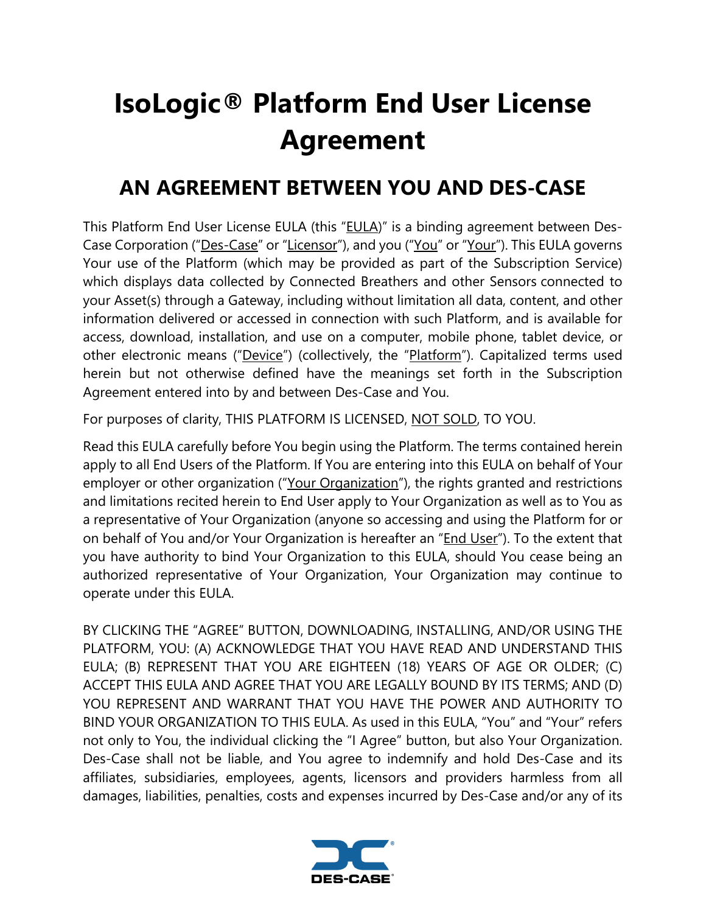# IsoLogic® Platform End User License Agreement

## AN AGREEMENT BETWEEN YOU AND DES-CASE

This Platform End User License EULA (this "EULA)" is a binding agreement between Des-Case Corporation ("Des-Case" or "Licensor"), and you ("You" or "Your"). This EULA governs Your use of the Platform (which may be provided as part of the Subscription Service) which displays data collected by Connected Breathers and other Sensors connected to your Asset(s) through a Gateway, including without limitation all data, content, and other information delivered or accessed in connection with such Platform, and is available for access, download, installation, and use on a computer, mobile phone, tablet device, or other electronic means ("Device") (collectively, the "Platform"). Capitalized terms used herein but not otherwise defined have the meanings set forth in the Subscription Agreement entered into by and between Des-Case and You.

For purposes of clarity, THIS PLATFORM IS LICENSED, NOT SOLD, TO YOU.

Read this EULA carefully before You begin using the Platform. The terms contained herein apply to all End Users of the Platform. If You are entering into this EULA on behalf of Your employer or other organization ("Your Organization"), the rights granted and restrictions and limitations recited herein to End User apply to Your Organization as well as to You as a representative of Your Organization (anyone so accessing and using the Platform for or on behalf of You and/or Your Organization is hereafter an "End User"). To the extent that you have authority to bind Your Organization to this EULA, should You cease being an authorized representative of Your Organization, Your Organization may continue to operate under this EULA.

BY CLICKING THE "AGREE" BUTTON, DOWNLOADING, INSTALLING, AND/OR USING THE PLATFORM, YOU: (A) ACKNOWLEDGE THAT YOU HAVE READ AND UNDERSTAND THIS EULA; (B) REPRESENT THAT YOU ARE EIGHTEEN (18) YEARS OF AGE OR OLDER; (C) ACCEPT THIS EULA AND AGREE THAT YOU ARE LEGALLY BOUND BY ITS TERMS; AND (D) YOU REPRESENT AND WARRANT THAT YOU HAVE THE POWER AND AUTHORITY TO BIND YOUR ORGANIZATION TO THIS EULA. As used in this EULA, "You" and "Your" refers not only to You, the individual clicking the "I Agree" button, but also Your Organization. Des-Case shall not be liable, and You agree to indemnify and hold Des-Case and its affiliates, subsidiaries, employees, agents, licensors and providers harmless from all damages, liabilities, penalties, costs and expenses incurred by Des-Case and/or any of its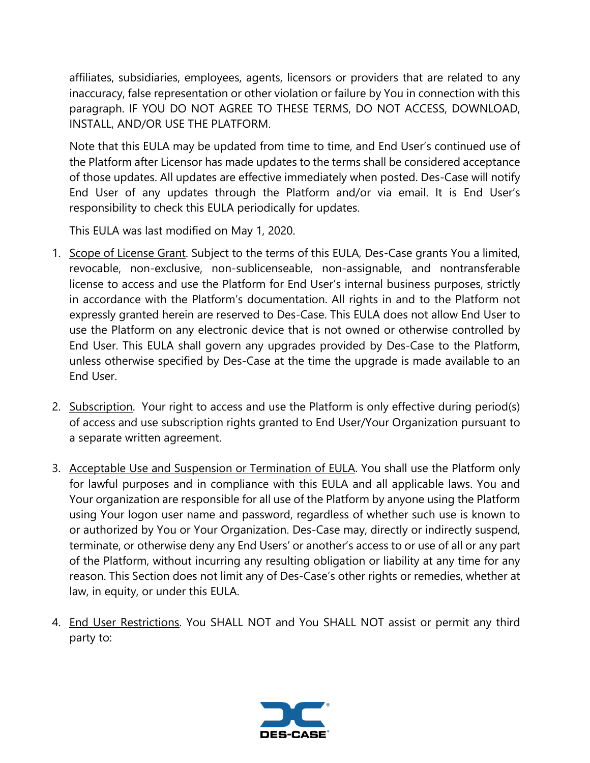affiliates, subsidiaries, employees, agents, licensors or providers that are related to any inaccuracy, false representation or other violation or failure by You in connection with this paragraph. IF YOU DO NOT AGREE TO THESE TERMS, DO NOT ACCESS, DOWNLOAD, INSTALL, AND/OR USE THE PLATFORM.

Note that this EULA may be updated from time to time, and End User's continued use of the Platform after Licensor has made updates to the terms shall be considered acceptance of those updates. All updates are effective immediately when posted. Des-Case will notify End User of any updates through the Platform and/or via email. It is End User's responsibility to check this EULA periodically for updates.

This EULA was last modified on May 1, 2020.

1. Scope of License Grant. Subject to the terms of this EULA, Des-Case grants You a limited, revocable, non-exclusive, non-sublicenseable, non-assignable, and nontransferable license to access and use the Platform for End User's internal business purposes, strictly in accordance with the Platform's documentation. All rights in and to the Platform not expressly granted herein are reserved to Des-Case. This EULA does not allow End User to use the Platform on any electronic device that is not owned or otherwise controlled by End User. This EULA shall govern any upgrades provided by Des-Case to the Platform, unless otherwise specified by Des-Case at the time the upgrade is made available to an End User.

2. Subscription. Your right to access and use the Platform is only effective during period(s) of access and use subscription rights granted to End User/Your Organization pursuant to a separate written agreement.

3. Acceptable Use and Suspension or Termination of EULA. You shall use the Platform only for lawful purposes and in compliance with this EULA and all applicable laws. You and Your organization are responsible for all use of the Platform by anyone using the Platform using Your logon user name and password, regardless of whether such use is known to or authorized by You or Your Organization. Des-Case may, directly or indirectly suspend, terminate, or otherwise deny any End Users' or another's access to or use of all or any part of the Platform, without incurring any resulting obligation or liability at any time for any reason. This Section does not limit any of Des-Case's other rights or remedies, whether at law, in equity, or under this EULA.

4. End User Restrictions. You SHALL NOT and You SHALL NOT assist or permit any third party to: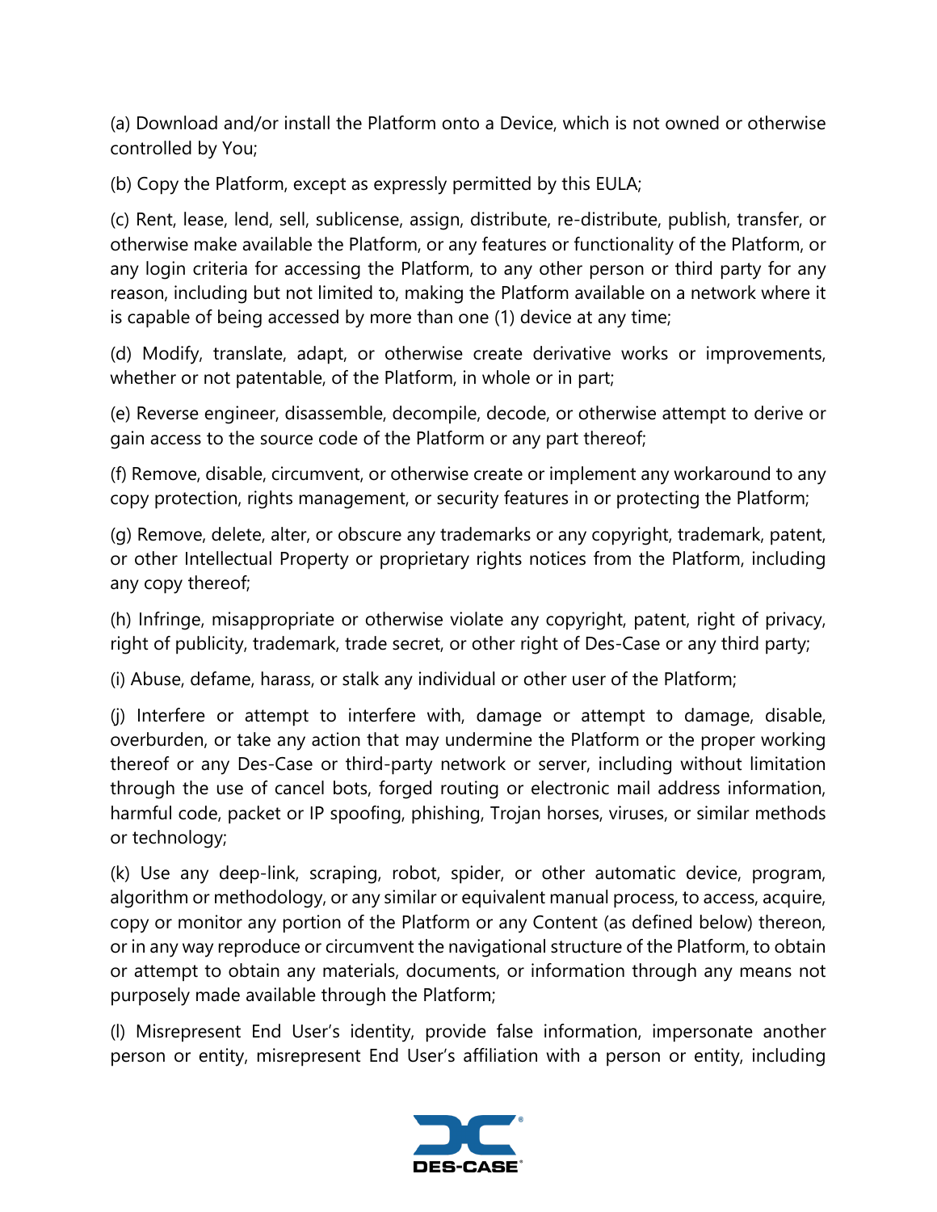(a) Download and/or install the Platform onto a Device, which is not owned or otherwise controlled by You;

(b) Copy the Platform, except as expressly permitted by this EULA;

(c) Rent, lease, lend, sell, sublicense, assign, distribute, re-distribute, publish, transfer, or otherwise make available the Platform, or any features or functionality of the Platform, or any login criteria for accessing the Platform, to any other person or third party for any reason, including but not limited to, making the Platform available on a network where it is capable of being accessed by more than one (1) device at any time;

(d) Modify, translate, adapt, or otherwise create derivative works or improvements, whether or not patentable, of the Platform, in whole or in part;

(e) Reverse engineer, disassemble, decompile, decode, or otherwise attempt to derive or gain access to the source code of the Platform or any part thereof;

(f) Remove, disable, circumvent, or otherwise create or implement any workaround to any copy protection, rights management, or security features in or protecting the Platform;

(g) Remove, delete, alter, or obscure any trademarks or any copyright, trademark, patent, or other Intellectual Property or proprietary rights notices from the Platform, including any copy thereof;

(h) Infringe, misappropriate or otherwise violate any copyright, patent, right of privacy, right of publicity, trademark, trade secret, or other right of Des-Case or any third party;

(i) Abuse, defame, harass, or stalk any individual or other user of the Platform;

(j) Interfere or attempt to interfere with, damage or attempt to damage, disable, overburden, or take any action that may undermine the Platform or the proper working thereof or any Des-Case or third-party network or server, including without limitation through the use of cancel bots, forged routing or electronic mail address information, harmful code, packet or IP spoofing, phishing, Trojan horses, viruses, or similar methods or technology;

(k) Use any deep-link, scraping, robot, spider, or other automatic device, program, algorithm or methodology, or any similar or equivalent manual process, to access, acquire, copy or monitor any portion of the Platform or any Content (as defined below) thereon, or in any way reproduce or circumvent the navigational structure of the Platform, to obtain or attempt to obtain any materials, documents, or information through any means not purposely made available through the Platform;

(l) Misrepresent End User's identity, provide false information, impersonate another person or entity, misrepresent End User's affiliation with a person or entity, including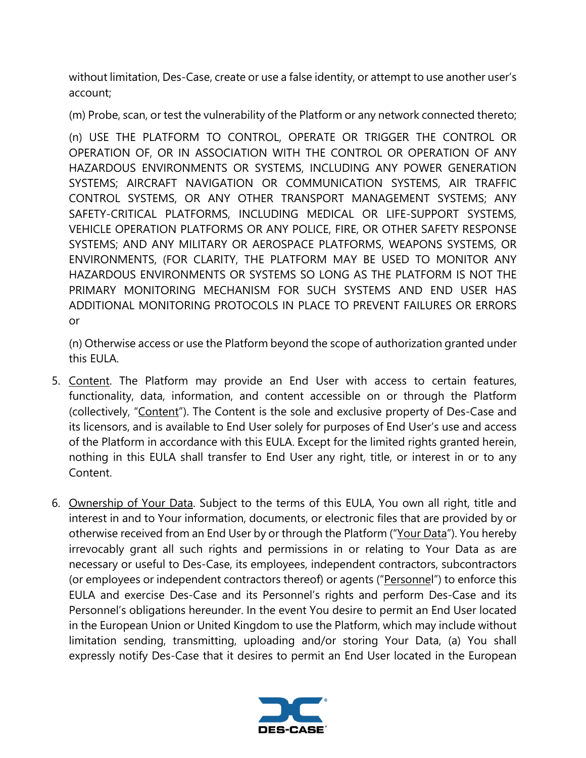without limitation, Des-Case, create or use a false identity, or attempt to use another user's account;

(m) Probe, scan, or test the vulnerability of the Platform or any network connected thereto;

(n) USE THE PLATFORM TO CONTROL, OPERATE OR TRIGGER THE CONTROL OR OPERATION OF, OR IN ASSOCIATION WITH THE CONTROL OR OPERATION OF ANY HAZARDOUS ENVIRONMENTS OR SYSTEMS, INCLUDING ANY POWER GENERATION SYSTEMS; AIRCRAFT NAVIGATION OR COMMUNICATION SYSTEMS, AIR TRAFFIC CONTROL SYSTEMS, OR ANY OTHER TRANSPORT MANAGEMENT SYSTEMS; ANY SAFETY-CRITICAL PLATFORMS, INCLUDING MEDICAL OR LIFE-SUPPORT SYSTEMS, VEHICLE OPERATION PLATFORMS OR ANY POLICE, FIRE, OR OTHER SAFETY RESPONSE SYSTEMS; AND ANY MILITARY OR AEROSPACE PLATFORMS, WEAPONS SYSTEMS, OR ENVIRONMENTS, (FOR CLARITY, THE PLATFORM MAY BE USED TO MONITOR ANY HAZARDOUS ENVIRONMENTS OR SYSTEMS SO LONG AS THE PLATFORM IS NOT THE PRIMARY MONITORING MECHANISM FOR SUCH SYSTEMS AND END USER HAS ADDITIONAL MONITORING PROTOCOLS IN PLACE TO PREVENT FAILURES OR ERRORS or

(n) Otherwise access or use the Platform beyond the scope of authorization granted under this EULA.

5. <u>Content</u>. The Platform may provide an End User with access to certain features, functionality, data, information, and content accessible on or through the Platform (collectively, "<u>Content</u>"). The Content is the sole and exclusive property of Des-Case and its licensors, and is available to End User solely for purposes of End User's use and access of the Platform in accordance with this EULA. Except for the limited rights granted herein, nothing in this EULA shall transfer to End User any right, title, or interest in or to any Content.

6. <u>Ownership of Your Data</u>. Subject to the terms of this EULA, You own all right, title and interest in and to Your information, documents, or electronic files that are provided by or otherwise received from an End User by or through the Platform ("<u>Your Data</u>"). You hereby irrevocably grant all such rights and permissions in or relating to Your Data as are necessary or useful to Des-Case, its employees, independent contractors, subcontractors (or employees or independent contractors thereof) or agents ("<u>Personnel</u>") to enforce this EULA and exercise Des-Case and its Personnel's rights and perform Des-Case and its Personnel's obligations hereunder. In the event You desire to permit an End User located in the European Union or United Kingdom to use the Platform, which may include without limitation sending, transmitting, uploading and/or storing Your Data, (a) You shall expressly notify Des-Case that it desires to permit an End User located in the European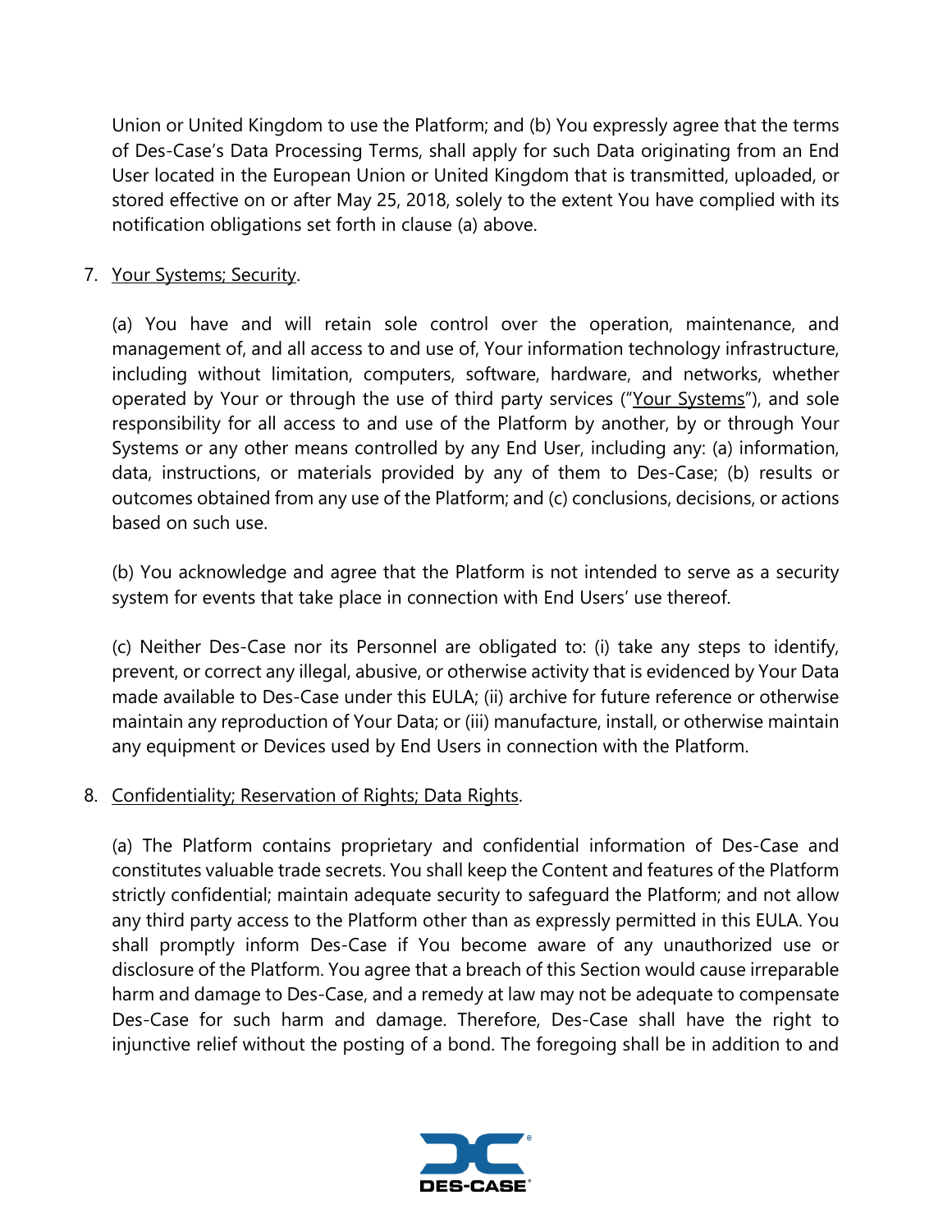Union or United Kingdom to use the Platform; and (b) You expressly agree that the terms of Des-Case's Data Processing Terms, shall apply for such Data originating from an End User located in the European Union or United Kingdom that is transmitted, uploaded, or stored effective on or after May 25, 2018, solely to the extent You have complied with its notification obligations set forth in clause (a) above.

7. Your Systems; Security.

(a) You have and will retain sole control over the operation, maintenance, and management of, and all access to and use of, Your information technology infrastructure, including without limitation, computers, software, hardware, and networks, whether operated by Your or through the use of third party services ("Your Systems"), and sole responsibility for all access to and use of the Platform by another, by or through Your Systems or any other means controlled by any End User, including any: (a) information, data, instructions, or materials provided by any of them to Des-Case; (b) results or outcomes obtained from any use of the Platform; and (c) conclusions, decisions, or actions based on such use.

(b) You acknowledge and agree that the Platform is not intended to serve as a security system for events that take place in connection with End Users' use thereof.

(c) Neither Des-Case nor its Personnel are obligated to: (i) take any steps to identify, prevent, or correct any illegal, abusive, or otherwise activity that is evidenced by Your Data made available to Des-Case under this EULA; (ii) archive for future reference or otherwise maintain any reproduction of Your Data; or (iii) manufacture, install, or otherwise maintain any equipment or Devices used by End Users in connection with the Platform.

8. Confidentiality; Reservation of Rights; Data Rights.

(a) The Platform contains proprietary and confidential information of Des-Case and constitutes valuable trade secrets. You shall keep the Content and features of the Platform strictly confidential; maintain adequate security to safeguard the Platform; and not allow any third party access to the Platform other than as expressly permitted in this EULA. You shall promptly inform Des-Case if You become aware of any unauthorized use or disclosure of the Platform. You agree that a breach of this Section would cause irreparable harm and damage to Des-Case, and a remedy at law may not be adequate to compensate Des-Case for such harm and damage. Therefore, Des-Case shall have the right to injunctive relief without the posting of a bond. The foregoing shall be in addition to and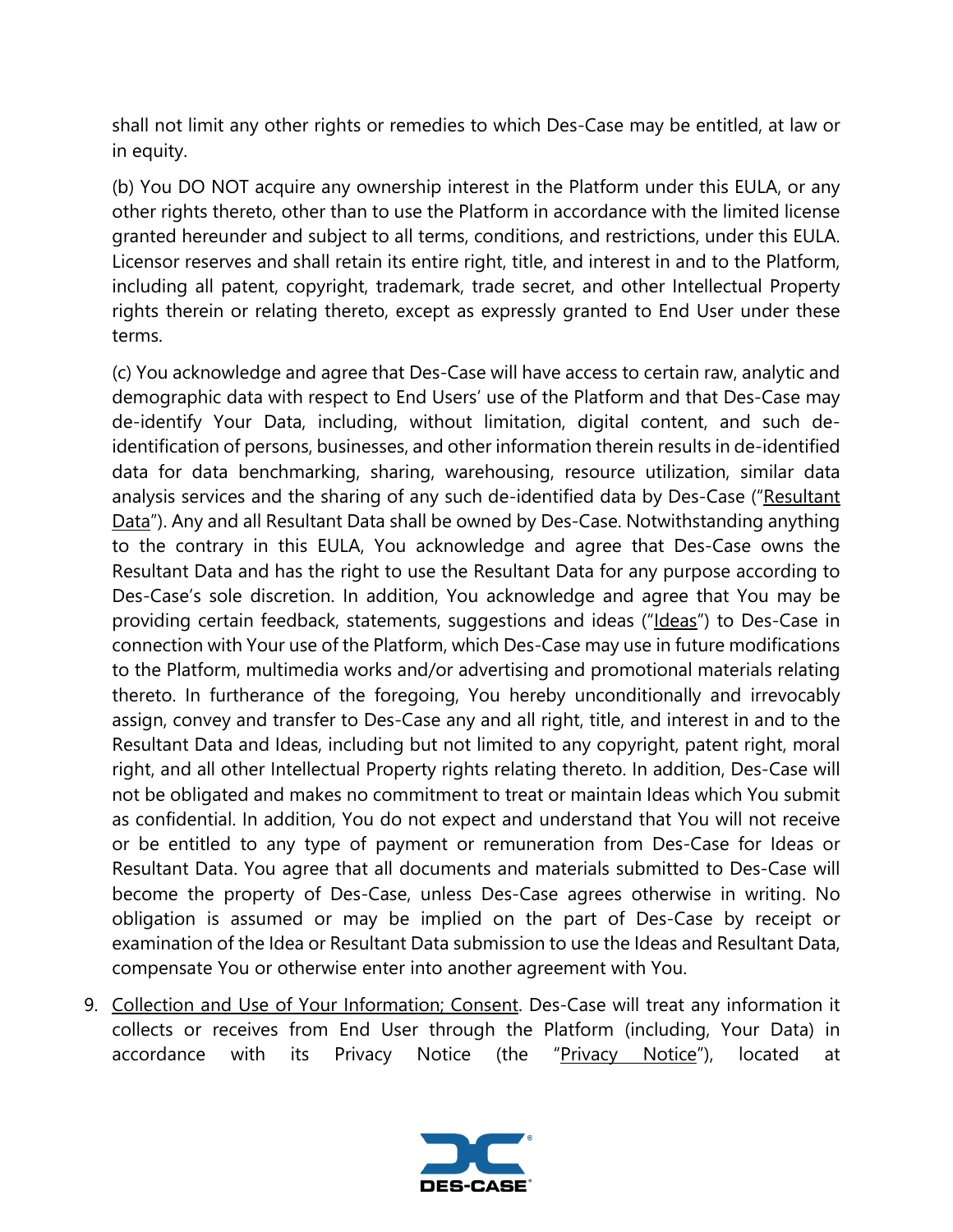shall not limit any other rights or remedies to which Des-Case may be entitled, at law or in equity.

(b) You DO NOT acquire any ownership interest in the Platform under this EULA, or any other rights thereto, other than to use the Platform in accordance with the limited license granted hereunder and subject to all terms, conditions, and restrictions, under this EULA. Licensor reserves and shall retain its entire right, title, and interest in and to the Platform, including all patent, copyright, trademark, trade secret, and other Intellectual Property rights therein or relating thereto, except as expressly granted to End User under these terms.

(c) You acknowledge and agree that Des-Case will have access to certain raw, analytic and demographic data with respect to End Users' use of the Platform and that Des-Case may de-identify Your Data, including, without limitation, digital content, and such de-identification of persons, businesses, and other information therein results in de-identified data for data benchmarking, sharing, warehousing, resource utilization, similar data analysis services and the sharing of any such de-identified data by Des-Case ("Resultant Data"). Any and all Resultant Data shall be owned by Des-Case. Notwithstanding anything to the contrary in this EULA, You acknowledge and agree that Des-Case owns the Resultant Data and has the right to use the Resultant Data for any purpose according to Des-Case's sole discretion. In addition, You acknowledge and agree that You may be providing certain feedback, statements, suggestions and ideas ("Ideas") to Des-Case in connection with Your use of the Platform, which Des-Case may use in future modifications to the Platform, multimedia works and/or advertising and promotional materials relating thereto. In furtherance of the foregoing, You hereby unconditionally and irrevocably assign, convey and transfer to Des-Case any and all right, title, and interest in and to the Resultant Data and Ideas, including but not limited to any copyright, patent right, moral right, and all other Intellectual Property rights relating thereto. In addition, Des-Case will not be obligated and makes no commitment to treat or maintain Ideas which You submit as confidential. In addition, You do not expect and understand that You will not receive or be entitled to any type of payment or remuneration from Des-Case for Ideas or Resultant Data. You agree that all documents and materials submitted to Des-Case will become the property of Des-Case, unless Des-Case agrees otherwise in writing. No obligation is assumed or may be implied on the part of Des-Case by receipt or examination of the Idea or Resultant Data submission to use the Ideas and Resultant Data, compensate You or otherwise enter into another agreement with You.

9. Collection and Use of Your Information; Consent. Des-Case will treat any information it collects or receives from End User through the Platform (including, Your Data) in accordance with its Privacy Notice (the "Privacy Notice"), located at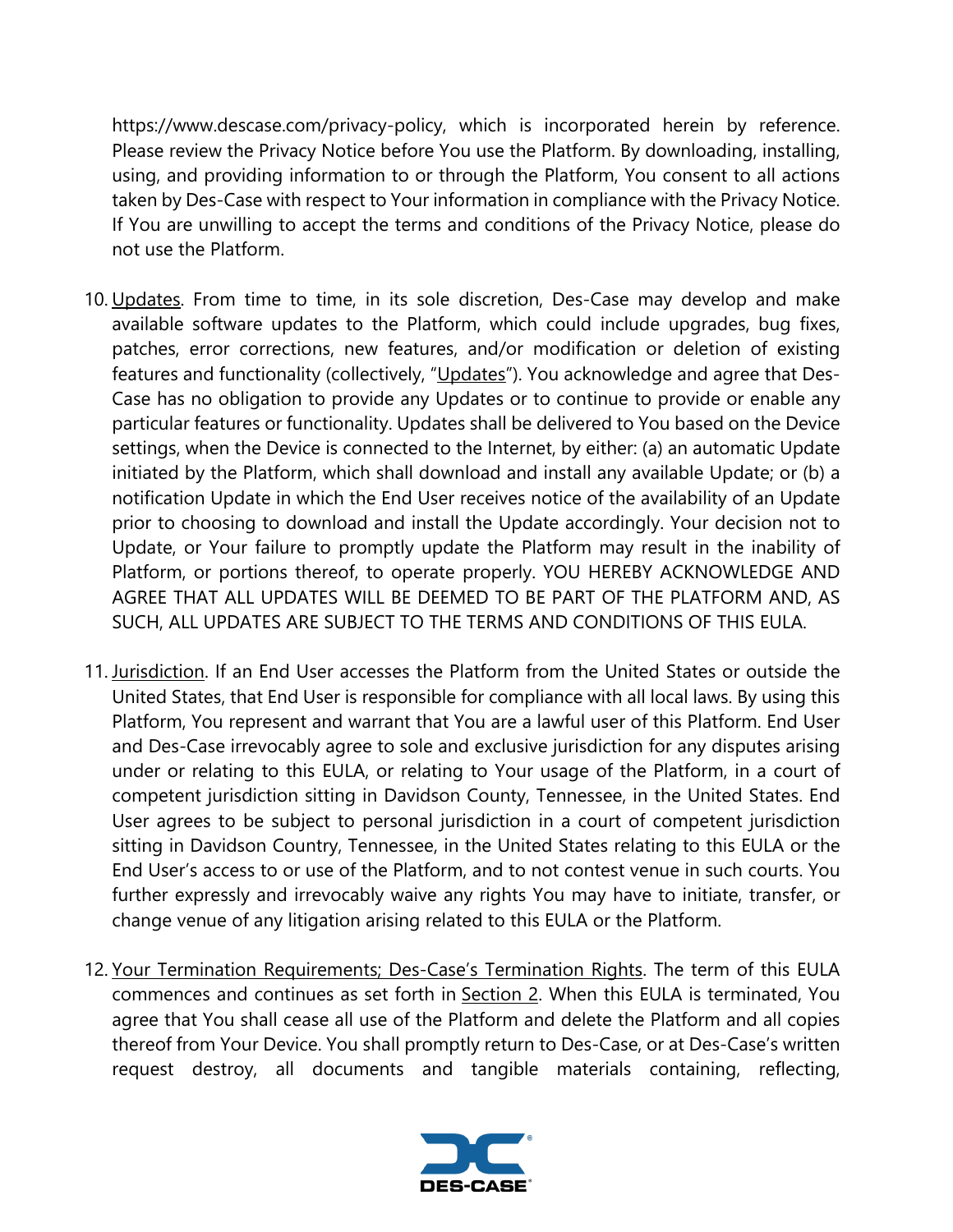https://www.descase.com/privacy-policy, which is incorporated herein by reference. Please review the Privacy Notice before You use the Platform. By downloading, installing, using, and providing information to or through the Platform, You consent to all actions taken by Des-Case with respect to Your information in compliance with the Privacy Notice. If You are unwilling to accept the terms and conditions of the Privacy Notice, please do not use the Platform.

10. <u>Updates</u>. From time to time, in its sole discretion, Des-Case may develop and make available software updates to the Platform, which could include upgrades, bug fixes, patches, error corrections, new features, and/or modification or deletion of existing features and functionality (collectively, "<u>Updates</u>"). You acknowledge and agree that Des-Case has no obligation to provide any Updates or to continue to provide or enable any particular features or functionality. Updates shall be delivered to You based on the Device settings, when the Device is connected to the Internet, by either: (a) an automatic Update initiated by the Platform, which shall download and install any available Update; or (b) a notification Update in which the End User receives notice of the availability of an Update prior to choosing to download and install the Update accordingly. Your decision not to Update, or Your failure to promptly update the Platform may result in the inability of Platform, or portions thereof, to operate properly. YOU HEREBY ACKNOWLEDGE AND AGREE THAT ALL UPDATES WILL BE DEEMED TO BE PART OF THE PLATFORM AND, AS SUCH, ALL UPDATES ARE SUBJECT TO THE TERMS AND CONDITIONS OF THIS EULA.

11. <u>Jurisdiction</u>. If an End User accesses the Platform from the United States or outside the United States, that End User is responsible for compliance with all local laws. By using this Platform, You represent and warrant that You are a lawful user of this Platform. End User and Des-Case irrevocably agree to sole and exclusive jurisdiction for any disputes arising under or relating to this EULA, or relating to Your usage of the Platform, in a court of competent jurisdiction sitting in Davidson County, Tennessee, in the United States. End User agrees to be subject to personal jurisdiction in a court of competent jurisdiction sitting in Davidson Country, Tennessee, in the United States relating to this EULA or the End User's access to or use of the Platform, and to not contest venue in such courts. You further expressly and irrevocably waive any rights You may have to initiate, transfer, or change venue of any litigation arising related to this EULA or the Platform.

12. <u>Your Termination Requirements; Des-Case's Termination Rights</u>. The term of this EULA commences and continues as set forth in <u>Section 2</u>. When this EULA is terminated, You agree that You shall cease all use of the Platform and delete the Platform and all copies thereof from Your Device. You shall promptly return to Des-Case, or at Des-Case's written request destroy, all documents and tangible materials containing, reflecting,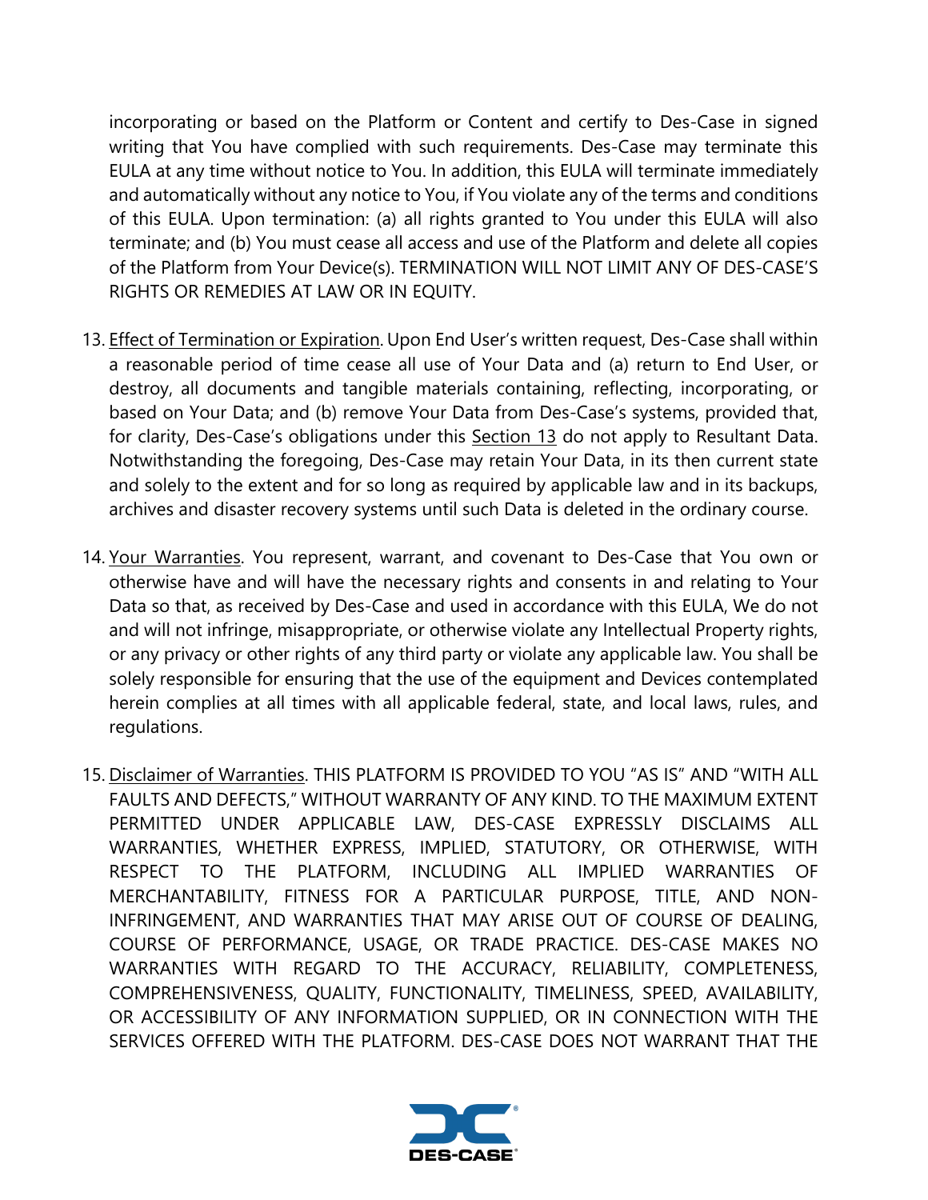incorporating or based on the Platform or Content and certify to Des-Case in signed writing that You have complied with such requirements. Des-Case may terminate this EULA at any time without notice to You. In addition, this EULA will terminate immediately and automatically without any notice to You, if You violate any of the terms and conditions of this EULA. Upon termination: (a) all rights granted to You under this EULA will also terminate; and (b) You must cease all access and use of the Platform and delete all copies of the Platform from Your Device(s). TERMINATION WILL NOT LIMIT ANY OF DES-CASE'S RIGHTS OR REMEDIES AT LAW OR IN EQUITY.

13. Effect of Termination or Expiration. Upon End User's written request, Des-Case shall within a reasonable period of time cease all use of Your Data and (a) return to End User, or destroy, all documents and tangible materials containing, reflecting, incorporating, or based on Your Data; and (b) remove Your Data from Des-Case's systems, provided that, for clarity, Des-Case's obligations under this Section 13 do not apply to Resultant Data. Notwithstanding the foregoing, Des-Case may retain Your Data, in its then current state and solely to the extent and for so long as required by applicable law and in its backups, archives and disaster recovery systems until such Data is deleted in the ordinary course.

14. Your Warranties. You represent, warrant, and covenant to Des-Case that You own or otherwise have and will have the necessary rights and consents in and relating to Your Data so that, as received by Des-Case and used in accordance with this EULA, We do not and will not infringe, misappropriate, or otherwise violate any Intellectual Property rights, or any privacy or other rights of any third party or violate any applicable law. You shall be solely responsible for ensuring that the use of the equipment and Devices contemplated herein complies at all times with all applicable federal, state, and local laws, rules, and regulations.

15. Disclaimer of Warranties. THIS PLATFORM IS PROVIDED TO YOU "AS IS" AND "WITH ALL FAULTS AND DEFECTS," WITHOUT WARRANTY OF ANY KIND. TO THE MAXIMUM EXTENT PERMITTED UNDER APPLICABLE LAW, DES-CASE EXPRESSLY DISCLAIMS ALL WARRANTIES, WHETHER EXPRESS, IMPLIED, STATUTORY, OR OTHERWISE, WITH RESPECT TO THE PLATFORM, INCLUDING ALL IMPLIED WARRANTIES OF MERCHANTABILITY, FITNESS FOR A PARTICULAR PURPOSE, TITLE, AND NON-INFRINGEMENT, AND WARRANTIES THAT MAY ARISE OUT OF COURSE OF DEALING, COURSE OF PERFORMANCE, USAGE, OR TRADE PRACTICE. DES-CASE MAKES NO WARRANTIES WITH REGARD TO THE ACCURACY, RELIABILITY, COMPLETENESS, COMPREHENSIVENESS, QUALITY, FUNCTIONALITY, TIMELINESS, SPEED, AVAILABILITY, OR ACCESSIBILITY OF ANY INFORMATION SUPPLIED, OR IN CONNECTION WITH THE SERVICES OFFERED WITH THE PLATFORM. DES-CASE DOES NOT WARRANT THAT THE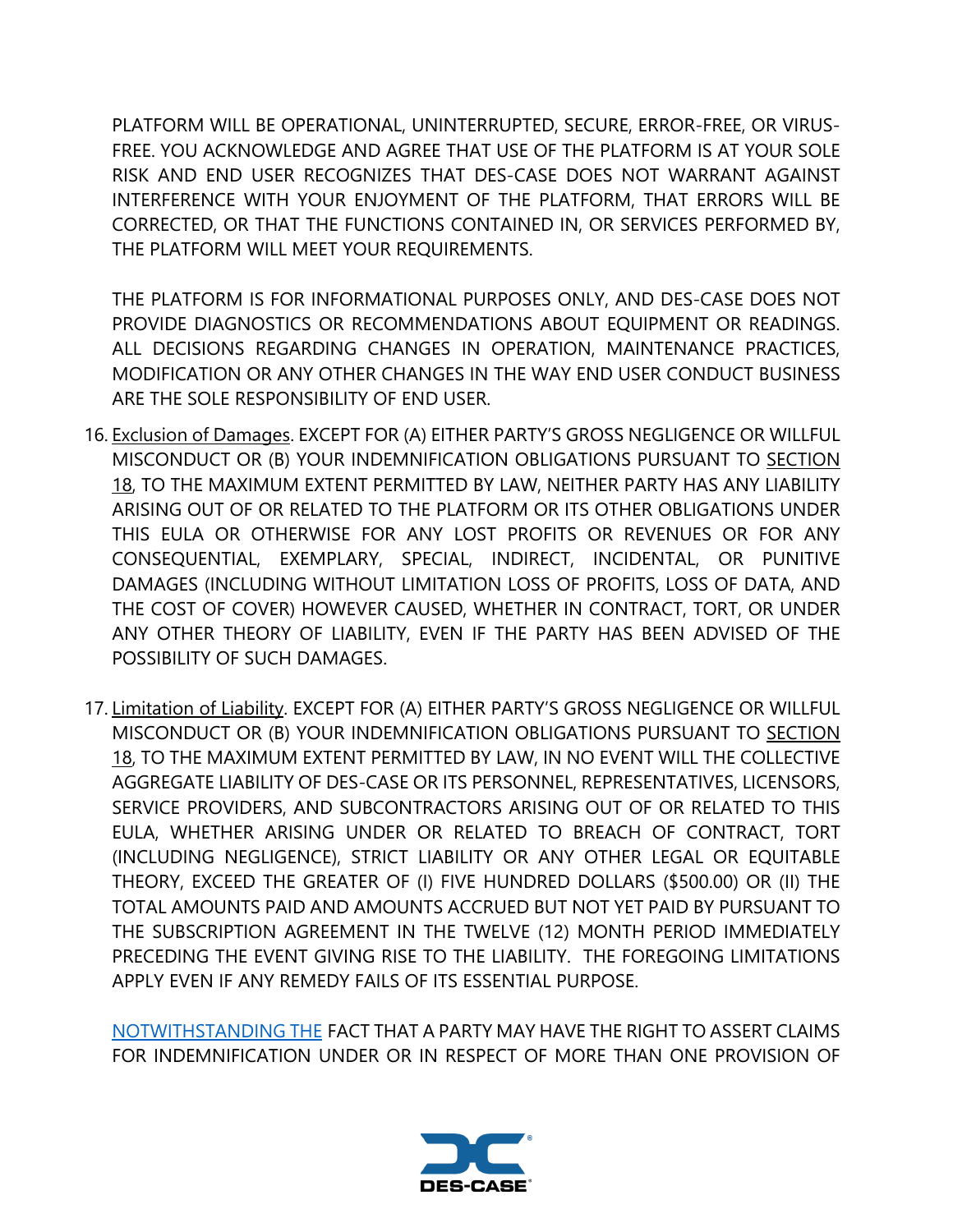PLATFORM WILL BE OPERATIONAL, UNINTERRUPTED, SECURE, ERROR-FREE, OR VIRUS-FREE. YOU ACKNOWLEDGE AND AGREE THAT USE OF THE PLATFORM IS AT YOUR SOLE RISK AND END USER RECOGNIZES THAT DES-CASE DOES NOT WARRANT AGAINST INTERFERENCE WITH YOUR ENJOYMENT OF THE PLATFORM, THAT ERRORS WILL BE CORRECTED, OR THAT THE FUNCTIONS CONTAINED IN, OR SERVICES PERFORMED BY, THE PLATFORM WILL MEET YOUR REQUIREMENTS.

THE PLATFORM IS FOR INFORMATIONAL PURPOSES ONLY, AND DES-CASE DOES NOT PROVIDE DIAGNOSTICS OR RECOMMENDATIONS ABOUT EQUIPMENT OR READINGS. ALL DECISIONS REGARDING CHANGES IN OPERATION, MAINTENANCE PRACTICES, MODIFICATION OR ANY OTHER CHANGES IN THE WAY END USER CONDUCT BUSINESS ARE THE SOLE RESPONSIBILITY OF END USER.

16. Exclusion of Damages. EXCEPT FOR (A) EITHER PARTY'S GROSS NEGLIGENCE OR WILLFUL MISCONDUCT OR (B) YOUR INDEMNIFICATION OBLIGATIONS PURSUANT TO SECTION 18, TO THE MAXIMUM EXTENT PERMITTED BY LAW, NEITHER PARTY HAS ANY LIABILITY ARISING OUT OF OR RELATED TO THE PLATFORM OR ITS OTHER OBLIGATIONS UNDER THIS EULA OR OTHERWISE FOR ANY LOST PROFITS OR REVENUES OR FOR ANY CONSEQUENTIAL, EXEMPLARY, SPECIAL, INDIRECT, INCIDENTAL, OR PUNITIVE DAMAGES (INCLUDING WITHOUT LIMITATION LOSS OF PROFITS, LOSS OF DATA, AND THE COST OF COVER) HOWEVER CAUSED, WHETHER IN CONTRACT, TORT, OR UNDER ANY OTHER THEORY OF LIABILITY, EVEN IF THE PARTY HAS BEEN ADVISED OF THE POSSIBILITY OF SUCH DAMAGES.

17. Limitation of Liability. EXCEPT FOR (A) EITHER PARTY'S GROSS NEGLIGENCE OR WILLFUL MISCONDUCT OR (B) YOUR INDEMNIFICATION OBLIGATIONS PURSUANT TO SECTION 18, TO THE MAXIMUM EXTENT PERMITTED BY LAW, IN NO EVENT WILL THE COLLECTIVE AGGREGATE LIABILITY OF DES-CASE OR ITS PERSONNEL, REPRESENTATIVES, LICENSORS, SERVICE PROVIDERS, AND SUBCONTRACTORS ARISING OUT OF OR RELATED TO THIS EULA, WHETHER ARISING UNDER OR RELATED TO BREACH OF CONTRACT, TORT (INCLUDING NEGLIGENCE), STRICT LIABILITY OR ANY OTHER LEGAL OR EQUITABLE THEORY, EXCEED THE GREATER OF (I) FIVE HUNDRED DOLLARS ($500.00) OR (II) THE TOTAL AMOUNTS PAID AND AMOUNTS ACCRUED BUT NOT YET PAID BY PURSUANT TO THE SUBSCRIPTION AGREEMENT IN THE TWELVE (12) MONTH PERIOD IMMEDIATELY PRECEDING THE EVENT GIVING RISE TO THE LIABILITY. THE FOREGOING LIMITATIONS APPLY EVEN IF ANY REMEDY FAILS OF ITS ESSENTIAL PURPOSE.

    NOTWITHSTANDING THE FACT THAT A PARTY MAY HAVE THE RIGHT TO ASSERT CLAIMS FOR INDEMNIFICATION UNDER OR IN RESPECT OF MORE THAN ONE PROVISION OF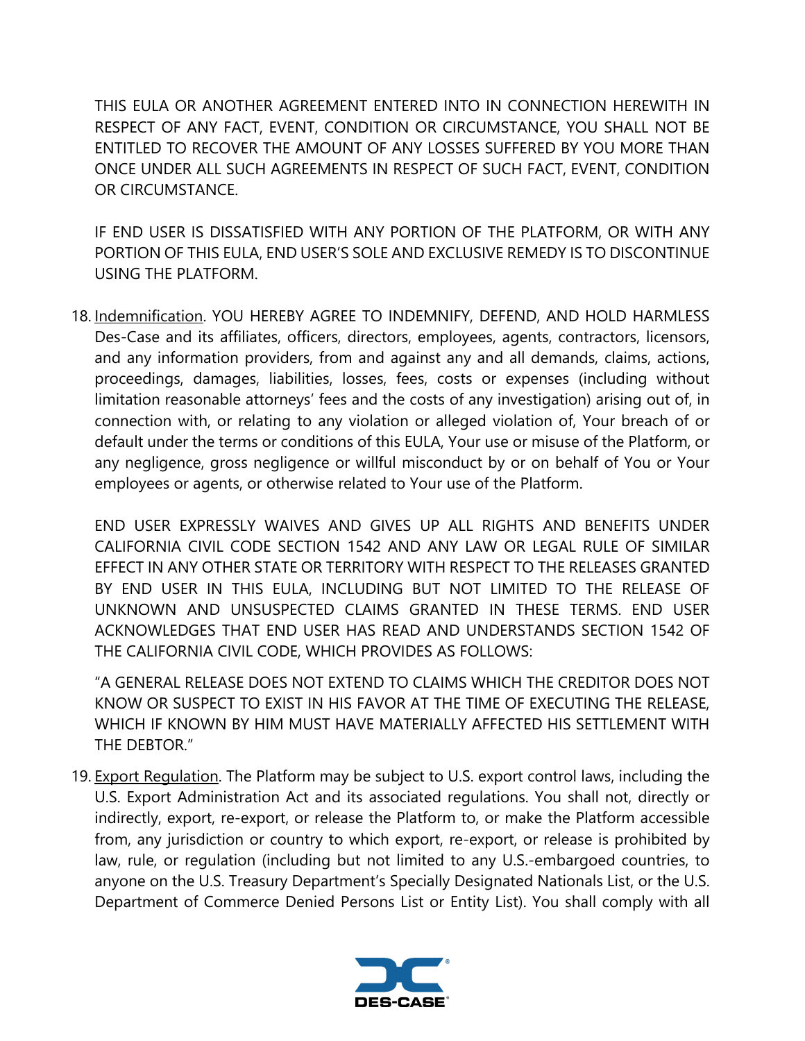THIS EULA OR ANOTHER AGREEMENT ENTERED INTO IN CONNECTION HEREWITH IN RESPECT OF ANY FACT, EVENT, CONDITION OR CIRCUMSTANCE, YOU SHALL NOT BE ENTITLED TO RECOVER THE AMOUNT OF ANY LOSSES SUFFERED BY YOU MORE THAN ONCE UNDER ALL SUCH AGREEMENTS IN RESPECT OF SUCH FACT, EVENT, CONDITION OR CIRCUMSTANCE.

IF END USER IS DISSATISFIED WITH ANY PORTION OF THE PLATFORM, OR WITH ANY PORTION OF THIS EULA, END USER'S SOLE AND EXCLUSIVE REMEDY IS TO DISCONTINUE USING THE PLATFORM.

18. Indemnification. YOU HEREBY AGREE TO INDEMNIFY, DEFEND, AND HOLD HARMLESS Des-Case and its affiliates, officers, directors, employees, agents, contractors, licensors, and any information providers, from and against any and all demands, claims, actions, proceedings, damages, liabilities, losses, fees, costs or expenses (including without limitation reasonable attorneys' fees and the costs of any investigation) arising out of, in connection with, or relating to any violation or alleged violation of, Your breach of or default under the terms or conditions of this EULA, Your use or misuse of the Platform, or any negligence, gross negligence or willful misconduct by or on behalf of You or Your employees or agents, or otherwise related to Your use of the Platform.

    END USER EXPRESSLY WAIVES AND GIVES UP ALL RIGHTS AND BENEFITS UNDER CALIFORNIA CIVIL CODE SECTION 1542 AND ANY LAW OR LEGAL RULE OF SIMILAR EFFECT IN ANY OTHER STATE OR TERRITORY WITH RESPECT TO THE RELEASES GRANTED BY END USER IN THIS EULA, INCLUDING BUT NOT LIMITED TO THE RELEASE OF UNKNOWN AND UNSUSPECTED CLAIMS GRANTED IN THESE TERMS. END USER ACKNOWLEDGES THAT END USER HAS READ AND UNDERSTANDS SECTION 1542 OF THE CALIFORNIA CIVIL CODE, WHICH PROVIDES AS FOLLOWS:

    "A GENERAL RELEASE DOES NOT EXTEND TO CLAIMS WHICH THE CREDITOR DOES NOT KNOW OR SUSPECT TO EXIST IN HIS FAVOR AT THE TIME OF EXECUTING THE RELEASE, WHICH IF KNOWN BY HIM MUST HAVE MATERIALLY AFFECTED HIS SETTLEMENT WITH THE DEBTOR."

19. Export Regulation. The Platform may be subject to U.S. export control laws, including the U.S. Export Administration Act and its associated regulations. You shall not, directly or indirectly, export, re-export, or release the Platform to, or make the Platform accessible from, any jurisdiction or country to which export, re-export, or release is prohibited by law, rule, or regulation (including but not limited to any U.S.-embargoed countries, to anyone on the U.S. Treasury Department's Specially Designated Nationals List, or the U.S. Department of Commerce Denied Persons List or Entity List). You shall comply with all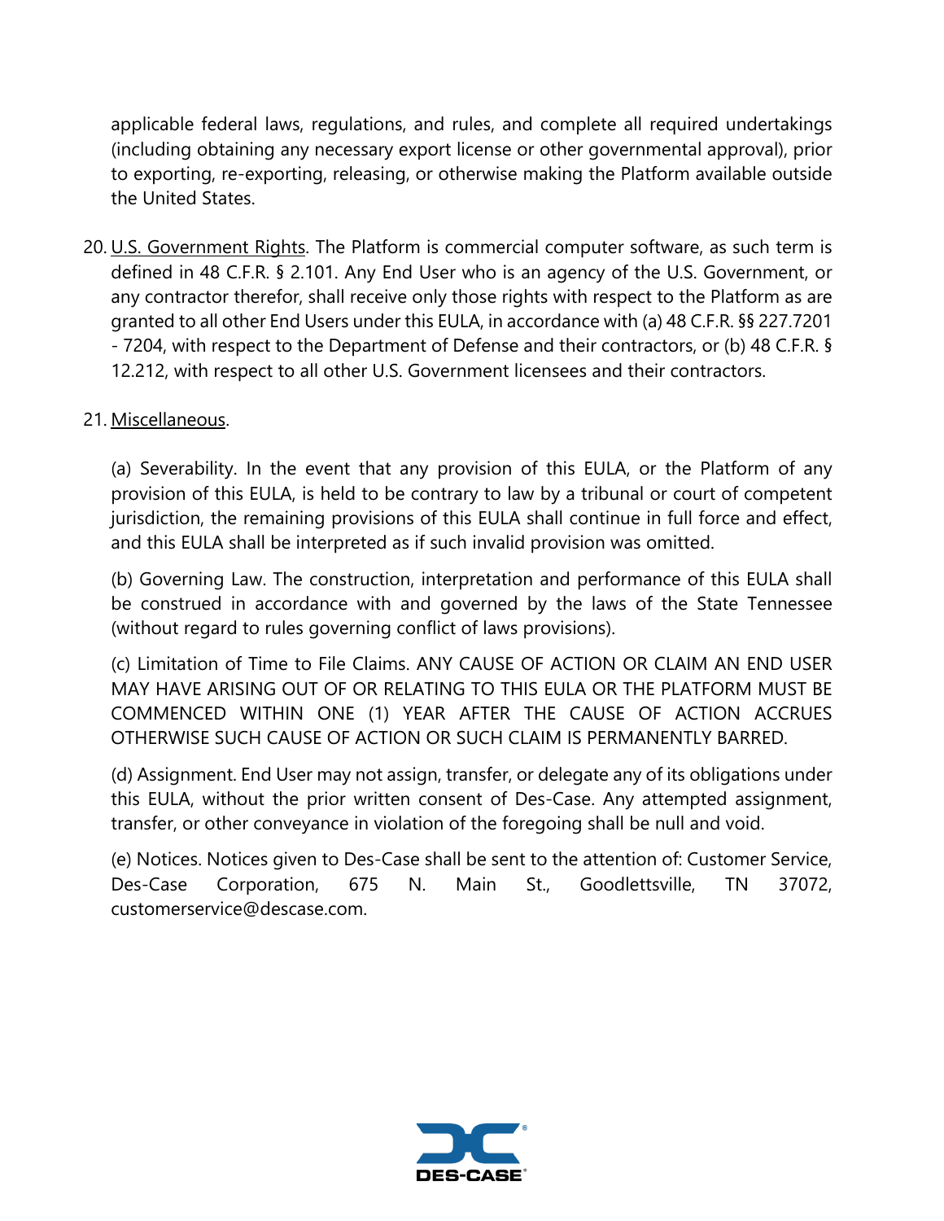applicable federal laws, regulations, and rules, and complete all required undertakings (including obtaining any necessary export license or other governmental approval), prior to exporting, re-exporting, releasing, or otherwise making the Platform available outside the United States.

20. U.S. Government Rights. The Platform is commercial computer software, as such term is defined in 48 C.F.R. § 2.101. Any End User who is an agency of the U.S. Government, or any contractor therefor, shall receive only those rights with respect to the Platform as are granted to all other End Users under this EULA, in accordance with (a) 48 C.F.R. §§ 227.7201 - 7204, with respect to the Department of Defense and their contractors, or (b) 48 C.F.R. § 12.212, with respect to all other U.S. Government licensees and their contractors.

21. Miscellaneous.

(a) Severability. In the event that any provision of this EULA, or the Platform of any provision of this EULA, is held to be contrary to law by a tribunal or court of competent jurisdiction, the remaining provisions of this EULA shall continue in full force and effect, and this EULA shall be interpreted as if such invalid provision was omitted.

(b) Governing Law. The construction, interpretation and performance of this EULA shall be construed in accordance with and governed by the laws of the State Tennessee (without regard to rules governing conflict of laws provisions).

(c) Limitation of Time to File Claims. ANY CAUSE OF ACTION OR CLAIM AN END USER MAY HAVE ARISING OUT OF OR RELATING TO THIS EULA OR THE PLATFORM MUST BE COMMENCED WITHIN ONE (1) YEAR AFTER THE CAUSE OF ACTION ACCRUES OTHERWISE SUCH CAUSE OF ACTION OR SUCH CLAIM IS PERMANENTLY BARRED.

(d) Assignment. End User may not assign, transfer, or delegate any of its obligations under this EULA, without the prior written consent of Des-Case. Any attempted assignment, transfer, or other conveyance in violation of the foregoing shall be null and void.

(e) Notices. Notices given to Des-Case shall be sent to the attention of: Customer Service, Des-Case Corporation, 675 N. Main St., Goodlettsville, TN 37072, customerservice@descase.com.